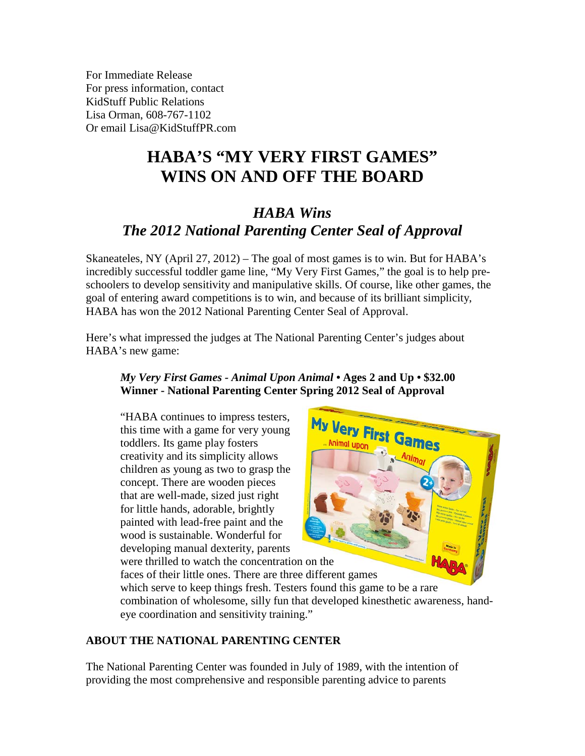For Immediate Release
For press information, contact
KidStuff Public Relations
Lisa Orman, 608-767-1102
Or email Lisa@KidStuffPR.com

# HABA'S "MY VERY FIRST GAMES" WINS ON AND OFF THE BOARD

## *HABA Wins The 2012 National Parenting Center Seal of Approval*

Skaneateles, NY (April 27, 2012) – The goal of most games is to win. But for HABA's incredibly successful toddler game line, "My Very First Games," the goal is to help pre-schoolers to develop sensitivity and manipulative skills. Of course, like other games, the goal of entering award competitions is to win, and because of its brilliant simplicity, HABA has won the 2012 National Parenting Center Seal of Approval.

Here's what impressed the judges at The National Parenting Center's judges about HABA's new game:

> ***My Very First Games - Animal Upon Animal*** **• Ages 2 and Up • $32.00**
> **Winner - National Parenting Center Spring 2012 Seal of Approval**
>
> "HABA continues to impress testers, this time with a game for very young toddlers. Its game play fosters creativity and its simplicity allows children as young as two to grasp the concept. There are wooden pieces that are well-made, sized just right for little hands, adorable, brightly painted with lead-free paint and the wood is sustainable. Wonderful for developing manual dexterity, parents were thrilled to watch the concentration on the faces of their little ones. There are three different games which serve to keep things fresh. Testers found this game to be a rare combination of wholesome, silly fun that developed kinesthetic awareness, hand-eye coordination and sensitivity training."

### ABOUT THE NATIONAL PARENTING CENTER

The National Parenting Center was founded in July of 1989, with the intention of providing the most comprehensive and responsible parenting advice to parents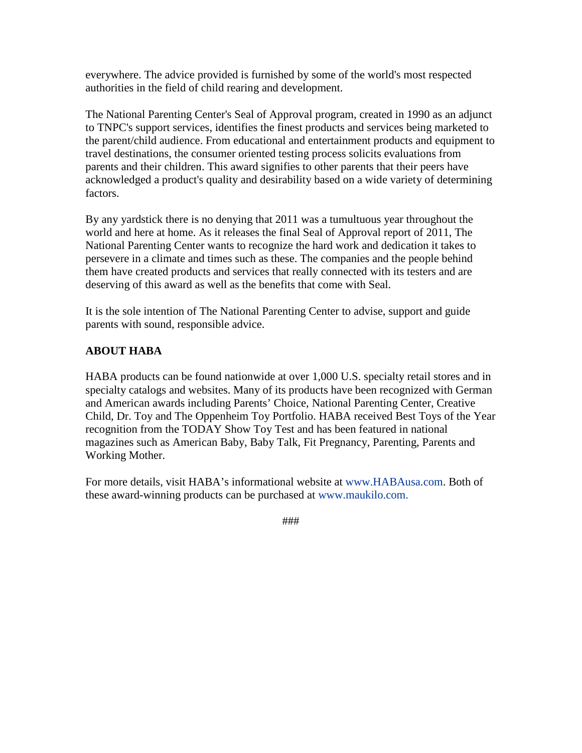everywhere. The advice provided is furnished by some of the world's most respected authorities in the field of child rearing and development.

The National Parenting Center's Seal of Approval program, created in 1990 as an adjunct to TNPC's support services, identifies the finest products and services being marketed to the parent/child audience. From educational and entertainment products and equipment to travel destinations, the consumer oriented testing process solicits evaluations from parents and their children. This award signifies to other parents that their peers have acknowledged a product's quality and desirability based on a wide variety of determining factors.

By any yardstick there is no denying that 2011 was a tumultuous year throughout the world and here at home. As it releases the final Seal of Approval report of 2011, The National Parenting Center wants to recognize the hard work and dedication it takes to persevere in a climate and times such as these. The companies and the people behind them have created products and services that really connected with its testers and are deserving of this award as well as the benefits that come with Seal.

It is the sole intention of The National Parenting Center to advise, support and guide parents with sound, responsible advice.

**ABOUT HABA**

HABA products can be found nationwide at over 1,000 U.S. specialty retail stores and in specialty catalogs and websites. Many of its products have been recognized with German and American awards including Parents' Choice, National Parenting Center, Creative Child, Dr. Toy and The Oppenheim Toy Portfolio. HABA received Best Toys of the Year recognition from the TODAY Show Toy Test and has been featured in national magazines such as American Baby, Baby Talk, Fit Pregnancy, Parenting, Parents and Working Mother.

For more details, visit HABA's informational website at www.HABAusa.com. Both of these award-winning products can be purchased at www.maukilo.com.

###